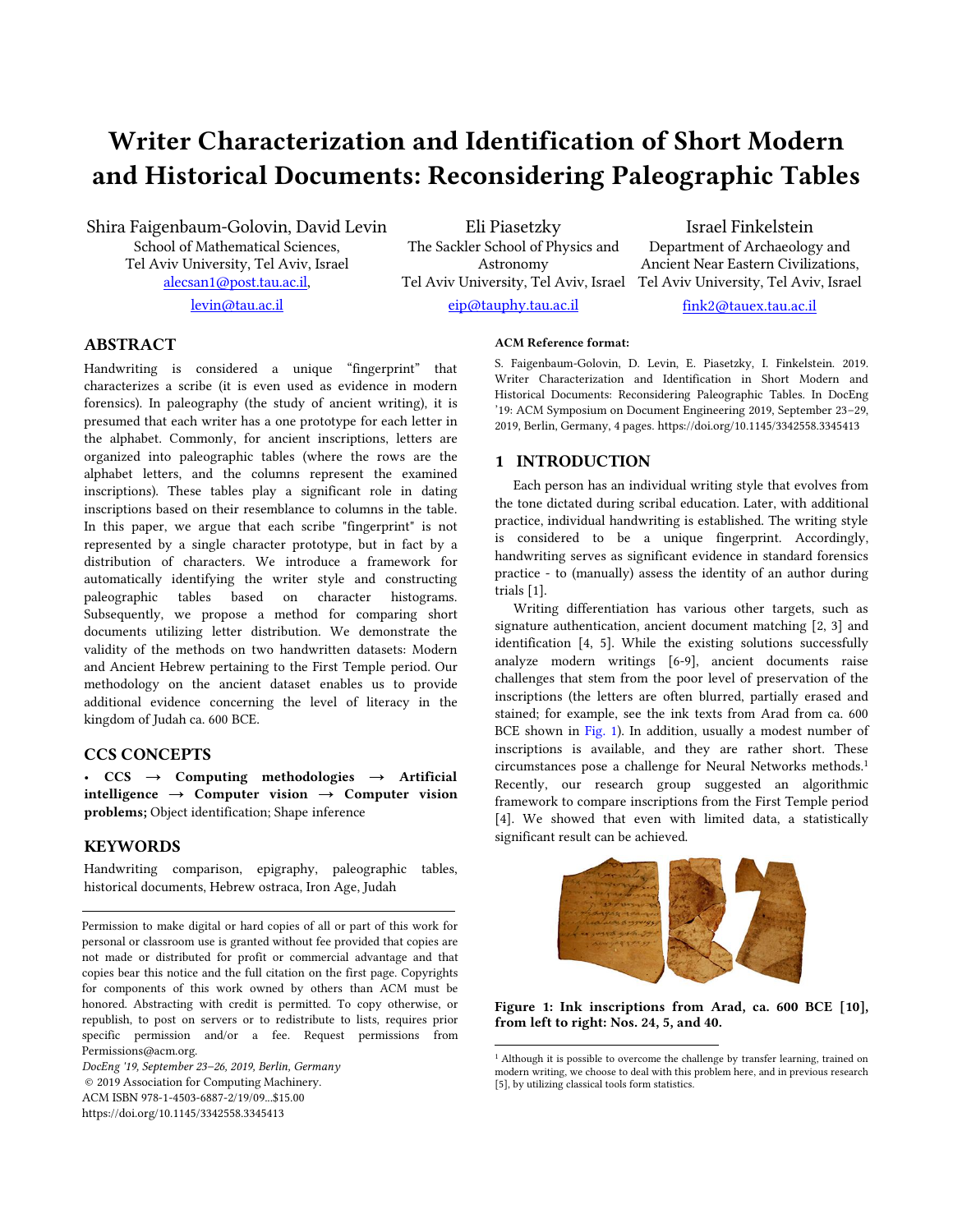# Writer Characterization and Identification of Short Modern and Historical Documents: Reconsidering Paleographic Tables

Shira Faigenbaum-Golovin, David Levin
School of Mathematical Sciences,
Tel Aviv University, Tel Aviv, Israel
alecsan1@post.tau.ac.il,
levin@tau.ac.il

Eli Piasetzky
The Sackler School of Physics and Astronomy
Tel Aviv University, Tel Aviv, Israel
eip@tauphy.tau.ac.il

Israel Finkelstein
Department of Archaeology and Ancient Near Eastern Civilizations,
Tel Aviv University, Tel Aviv, Israel
fink2@tauex.tau.ac.il

## ABSTRACT

Handwriting is considered a unique "fingerprint" that characterizes a scribe (it is even used as evidence in modern forensics). In paleography (the study of ancient writing), it is presumed that each writer has a one prototype for each letter in the alphabet. Commonly, for ancient inscriptions, letters are organized into paleographic tables (where the rows are the alphabet letters, and the columns represent the examined inscriptions). These tables play a significant role in dating inscriptions based on their resemblance to columns in the table. In this paper, we argue that each scribe "fingerprint" is not represented by a single character prototype, but in fact by a distribution of characters. We introduce a framework for automatically identifying the writer style and constructing paleographic tables based on character histograms. Subsequently, we propose a method for comparing short documents utilizing letter distribution. We demonstrate the validity of the methods on two handwritten datasets: Modern and Ancient Hebrew pertaining to the First Temple period. Our methodology on the ancient dataset enables us to provide additional evidence concerning the level of literacy in the kingdom of Judah ca. 600 BCE.

## CCS CONCEPTS

• **CCS → Computing methodologies → Artificial intelligence → Computer vision → Computer vision problems;** Object identification; Shape inference

## KEYWORDS

Handwriting comparison, epigraphy, paleographic tables, historical documents, Hebrew ostraca, Iron Age, Judah

Permission to make digital or hard copies of all or part of this work for personal or classroom use is granted without fee provided that copies are not made or distributed for profit or commercial advantage and that copies bear this notice and the full citation on the first page. Copyrights for components of this work owned by others than ACM must be honored. Abstracting with credit is permitted. To copy otherwise, or republish, to post on servers or to redistribute to lists, requires prior specific permission and/or a fee. Request permissions from Permissions@acm.org.
*DocEng '19, September 23–26, 2019, Berlin, Germany*
© 2019 Association for Computing Machinery.
ACM ISBN 978-1-4503-6887-2/19/09...$15.00
https://doi.org/10.1145/3342558.3345413

**ACM Reference format:**

S. Faigenbaum-Golovin, D. Levin, E. Piasetzky, I. Finkelstein. 2019. Writer Characterization and Identification in Short Modern and Historical Documents: Reconsidering Paleographic Tables. In DocEng '19: ACM Symposium on Document Engineering 2019, September 23–29, 2019, Berlin, Germany, 4 pages. https://doi.org/10.1145/3342558.3345413

## 1 INTRODUCTION

Each person has an individual writing style that evolves from the tone dictated during scribal education. Later, with additional practice, individual handwriting is established. The writing style is considered to be a unique fingerprint. Accordingly, handwriting serves as significant evidence in standard forensics practice - to (manually) assess the identity of an author during trials [1].

Writing differentiation has various other targets, such as signature authentication, ancient document matching [2, 3] and identification [4, 5]. While the existing solutions successfully analyze modern writings [6-9], ancient documents raise challenges that stem from the poor level of preservation of the inscriptions (the letters are often blurred, partially erased and stained; for example, see the ink texts from Arad from ca. 600 BCE shown in Fig. 1). In addition, usually a modest number of inscriptions is available, and they are rather short. These circumstances pose a challenge for Neural Networks methods.[1] Recently, our research group suggested an algorithmic framework to compare inscriptions from the First Temple period [4]. We showed that even with limited data, a statistically significant result can be achieved.

**Figure 1: Ink inscriptions from Arad, ca. 600 BCE [10], from left to right: Nos. 24, 5, and 40.**

[1] Although it is possible to overcome the challenge by transfer learning, trained on modern writing, we choose to deal with this problem here, and in previous research [5], by utilizing classical tools form statistics.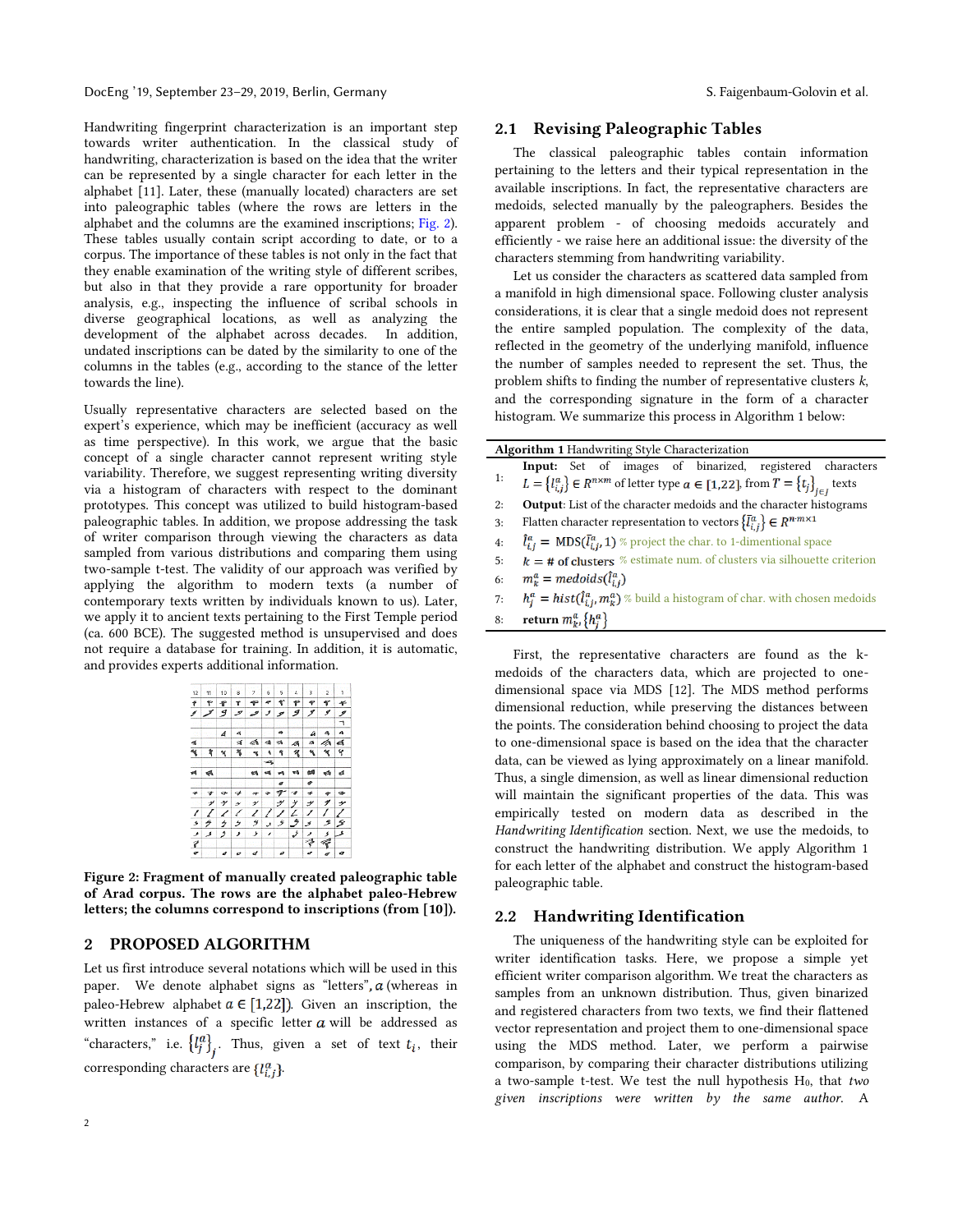Handwriting fingerprint characterization is an important step towards writer authentication. In the classical study of handwriting, characterization is based on the idea that the writer can be represented by a single character for each letter in the alphabet [11]. Later, these (manually located) characters are set into paleographic tables (where the rows are letters in the alphabet and the columns are the examined inscriptions; Fig. 2). These tables usually contain script according to date, or to a corpus. The importance of these tables is not only in the fact that they enable examination of the writing style of different scribes, but also in that they provide a rare opportunity for broader analysis, e.g., inspecting the influence of scribal schools in diverse geographical locations, as well as analyzing the development of the alphabet across decades. In addition, undated inscriptions can be dated by the similarity to one of the columns in the tables (e.g., according to the stance of the letter towards the line).

Usually representative characters are selected based on the expert's experience, which may be inefficient (accuracy as well as time perspective). In this work, we argue that the basic concept of a single character cannot represent writing style variability. Therefore, we suggest representing writing diversity via a histogram of characters with respect to the dominant prototypes. This concept was utilized to build histogram-based paleographic tables. In addition, we propose addressing the task of writer comparison through viewing the characters as data sampled from various distributions and comparing them using two-sample t-test. The validity of our approach was verified by applying the algorithm to modern texts (a number of contemporary texts written by individuals known to us). Later, we apply it to ancient texts pertaining to the First Temple period (ca. 600 BCE). The suggested method is unsupervised and does not require a database for training. In addition, it is automatic, and provides experts additional information.

**Figure 2: Fragment of manually created paleographic table of Arad corpus. The rows are the alphabet paleo-Hebrew letters; the columns correspond to inscriptions (from [10]).**

## 2 PROPOSED ALGORITHM

Let us first introduce several notations which will be used in this paper. We denote alphabet signs as "letters", $a$ (whereas in paleo-Hebrew alphabet $a \in [1,22]$). Given an inscription, the written instances of a specific letter $a$ will be addressed as "characters," i.e. $\{l_j^a\}_j$. Thus, given a set of text $t_i$, their corresponding characters are $\{l_{i,j}^a\}$.

### 2.1 Revising Paleographic Tables

The classical paleographic tables contain information pertaining to the letters and their typical representation in the available inscriptions. In fact, the representative characters are medoids, selected manually by the paleographers. Besides the apparent problem - of choosing medoids accurately and efficiently - we raise here an additional issue: the diversity of the characters stemming from handwriting variability.

Let us consider the characters as scattered data sampled from a manifold in high dimensional space. Following cluster analysis considerations, it is clear that a single medoid does not represent the entire sampled population. The complexity of the data, reflected in the geometry of the underlying manifold, influence the number of samples needed to represent the set. Thus, the problem shifts to finding the number of representative clusters $k$, and the corresponding signature in the form of a character histogram. We summarize this process in Algorithm 1 below:

**Algorithm 1** Handwriting Style Characterization

1: **Input:** Set of images of binarized, registered characters $L = \{l_{i,j}^a\} \in R^{n \times m}$ of letter type $a \in [1,22]$, from $T = \{t_j\}_{j \in J}$ texts
2: **Output**: List of the character medoids and the character histograms
3: Flatten character representation to vectors $\{\bar{l}_{i,j}^a\} \in R^{n \cdot m \times 1}$
4: $\hat{l}_{i,j}^a = \text{MDS}(\bar{l}_{i,j}^a, 1)$ % project the char. to 1-dimentional space
5: $k =$ # of clusters % estimate num. of clusters via silhouette criterion
6: $m_k^a = medoids(\hat{l}_{i,j}^a)$
7: $h_j^a = hist(\hat{l}_{i,j}^a, m_k^a)$ % build a histogram of char. with chosen medoids
8: **return** $m_k^a, \{h_j^a\}$

First, the representative characters are found as the k-medoids of the characters data, which are projected to one-dimensional space via MDS [12]. The MDS method performs dimensional reduction, while preserving the distances between the points. The consideration behind choosing to project the data to one-dimensional space is based on the idea that the character data, can be viewed as lying approximately on a linear manifold. Thus, a single dimension, as well as linear dimensional reduction will maintain the significant properties of the data. This was empirically tested on modern data as described in the *Handwriting Identification* section. Next, we use the medoids, to construct the handwriting distribution. We apply Algorithm 1 for each letter of the alphabet and construct the histogram-based paleographic table.

### 2.2 Handwriting Identification

The uniqueness of the handwriting style can be exploited for writer identification tasks. Here, we propose a simple yet efficient writer comparison algorithm. We treat the characters as samples from an unknown distribution. Thus, given binarized and registered characters from two texts, we find their flattened vector representation and project them to one-dimensional space using the MDS method. Later, we perform a pairwise comparison, by comparing their character distributions utilizing a two-sample t-test. We test the null hypothesis $H_0$, that *two given inscriptions were written by the same author.* A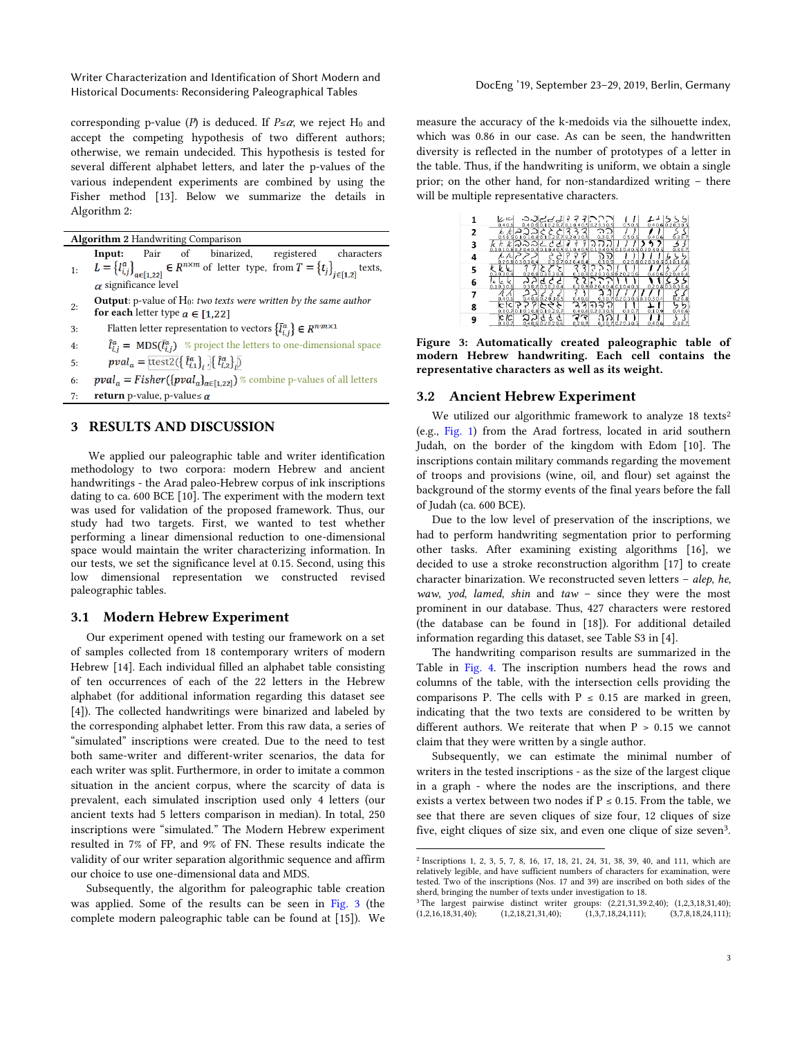corresponding p-value ($P$) is deduced. If $P \leq \alpha$, we reject $H_0$ and accept the competing hypothesis of two different authors; otherwise, we remain undecided. This hypothesis is tested for several different alphabet letters, and later the p-values of the various independent experiments are combined by using the Fisher method [13]. Below we summarize the details in Algorithm 2:

**Algorithm 2** Handwriting Comparison

1: **Input:** Pair of binarized, registered characters $L = \{l_{i,j}^a\}_{a \in [1,22]} \in R^{n \times m}$ of letter type, from $T = \{t_j\}_{j \in [1,2]}$ texts, $\alpha$ significance level

2: **Output**: p-value of $H_0$: *two texts were written by the same author*
**for each** letter type $a \in [1,22]$

3: Flatten letter representation to vectors $\{\bar{l}_{i,j}^a\} \in R^{n \cdot m \times 1}$

4: $\hat{l}_{i,j}^a =$ MDS$(\bar{l}_{i,j}^a)$ % project the letters to one-dimensional space

5: $pval_a =$ ttest2$(\{\hat{l}_{i,1}^a\}_i, \{\hat{l}_{i,2}^a\}_i)$

6: $pval_a = Fisher(\{pval_a\}_{a \in [1,22]})$ % combine p-values of all letters

7: **return** p-value, p-value$\leq \alpha$

## 3 RESULTS AND DISCUSSION

We applied our paleographic table and writer identification methodology to two corpora: modern Hebrew and ancient handwritings - the Arad paleo-Hebrew corpus of ink inscriptions dating to ca. 600 BCE [10]. The experiment with the modern text was used for validation of the proposed framework. Thus, our study had two targets. First, we wanted to test whether performing a linear dimensional reduction to one-dimensional space would maintain the writer characterizing information. In our tests, we set the significance level at 0.15. Second, using this low dimensional representation we constructed revised paleographic tables.

### 3.1 Modern Hebrew Experiment

Our experiment opened with testing our framework on a set of samples collected from 18 contemporary writers of modern Hebrew [14]. Each individual filled an alphabet table consisting of ten occurrences of each of the 22 letters in the Hebrew alphabet (for additional information regarding this dataset see [4]). The collected handwritings were binarized and labeled by the corresponding alphabet letter. From this raw data, a series of "simulated" inscriptions were created. Due to the need to test both same-writer and different-writer scenarios, the data for each writer was split. Furthermore, in order to imitate a common situation in the ancient corpus, where the scarcity of data is prevalent, each simulated inscription used only 4 letters (our ancient texts had 5 letters comparison in median). In total, 250 inscriptions were "simulated." The Modern Hebrew experiment resulted in 7% of FP, and 9% of FN. These results indicate the validity of our writer separation algorithmic sequence and affirm our choice to use one-dimensional data and MDS.

Subsequently, the algorithm for paleographic table creation was applied. Some of the results can be seen in Fig. 3 (the complete modern paleographic table can be found at [15]). We measure the accuracy of the k-medoids via the silhouette index, which was 0.86 in our case. As can be seen, the handwritten diversity is reflected in the number of prototypes of a letter in the table. Thus, if the handwriting is uniform, we obtain a single prior; on the other hand, for non-standardized writing – there will be multiple representative characters.

**Figure 3: Automatically created paleographic table of modern Hebrew handwriting. Each cell contains the representative characters as well as its weight.**

### 3.2 Ancient Hebrew Experiment

We utilized our algorithmic framework to analyze 18 texts[2] (e.g., Fig. 1) from the Arad fortress, located in arid southern Judah, on the border of the kingdom with Edom [10]. The inscriptions contain military commands regarding the movement of troops and provisions (wine, oil, and flour) set against the background of the stormy events of the final years before the fall of Judah (ca. 600 BCE).

Due to the low level of preservation of the inscriptions, we had to perform handwriting segmentation prior to performing other tasks. After examining existing algorithms [16], we decided to use a stroke reconstruction algorithm [17] to create character binarization. We reconstructed seven letters – *alep*, *he*, *waw*, *yod*, *lamed*, *shin* and *taw* – since they were the most prominent in our database. Thus, 427 characters were restored (the database can be found in [18]). For additional detailed information regarding this dataset, see Table S3 in [4].

The handwriting comparison results are summarized in the Table in Fig. 4. The inscription numbers head the rows and columns of the table, with the intersection cells providing the comparisons P. The cells with P ≤ 0.15 are marked in green, indicating that the two texts are considered to be written by different authors. We reiterate that when P > 0.15 we cannot claim that they were written by a single author.

Subsequently, we can estimate the minimal number of writers in the tested inscriptions - as the size of the largest clique in a graph - where the nodes are the inscriptions, and there exists a vertex between two nodes if P ≤ 0.15. From the table, we see that there are seven cliques of size four, 12 cliques of size five, eight cliques of size six, and even one clique of size seven[3].

[2] Inscriptions 1, 2, 3, 5, 7, 8, 16, 17, 18, 21, 24, 31, 38, 39, 40, and 111, which are relatively legible, and have sufficient numbers of characters for examination, were tested. Two of the inscriptions (Nos. 17 and 39) are inscribed on both sides of the sherd, bringing the number of texts under investigation to 18.

[3] The largest pairwise distinct writer groups: (2,21,31,39.2,40); (1,2,3,18,31,40); (1,2,16,18,31,40); (1,2,18,21,31,40); (1,3,7,18,24,111); (3,7,8,18,24,111);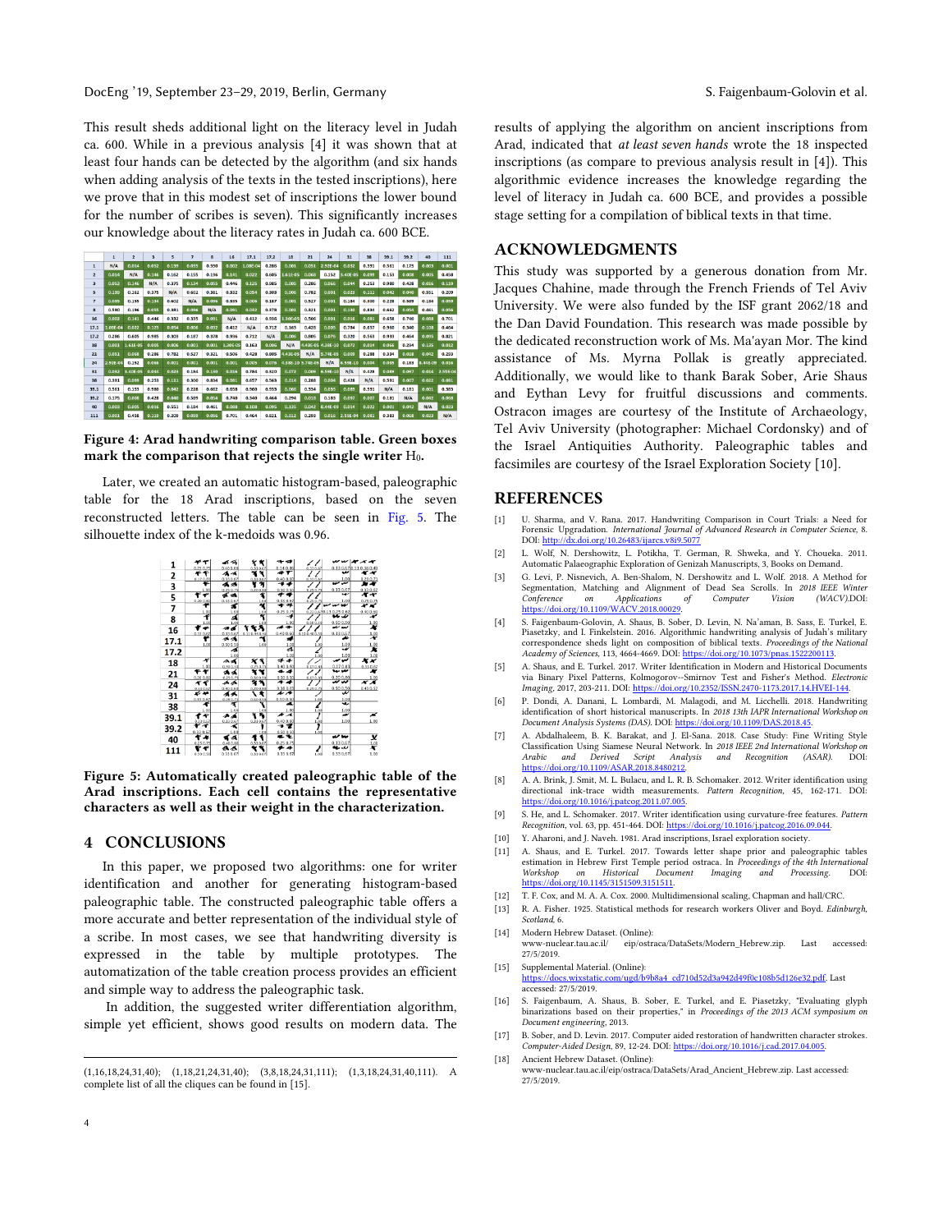This result sheds additional light on the literacy level in Judah ca. 600. While in a previous analysis [4] it was shown that at least four hands can be detected by the algorithm (and six hands when adding analysis of the texts in the tested inscriptions), here we prove that in this modest set of inscriptions the lower bound for the number of scribes is seven). This significantly increases our knowledge about the literacy rates in Judah ca. 600 BCE.

**Figure 4: Arad handwriting comparison table. Green boxes mark the comparison that rejects the single writer $H_0$.**

Later, we created an automatic histogram-based, paleographic table for the 18 Arad inscriptions, based on the seven reconstructed letters. The table can be seen in Fig. 5. The silhouette index of the k-medoids was 0.96.

**Figure 5: Automatically created paleographic table of the Arad inscriptions. Each cell contains the representative characters as well as their weight in the characterization.**

## 4 CONCLUSIONS

In this paper, we proposed two algorithms: one for writer identification and another for generating histogram-based paleographic table. The constructed paleographic table offers a more accurate and better representation of the individual style of a scribe. In most cases, we see that handwriting diversity is expressed in the table by multiple prototypes. The automatization of the table creation process provides an efficient and simple way to address the paleographic task.

In addition, the suggested writer differentiation algorithm, simple yet efficient, shows good results on modern data. The results of applying the algorithm on ancient inscriptions from Arad, indicated that *at least seven hands* wrote the 18 inspected inscriptions (as compare to previous analysis result in [4]). This algorithmic evidence increases the knowledge regarding the level of literacy in Judah ca. 600 BCE, and provides a possible stage setting for a compilation of biblical texts in that time.

## ACKNOWLEDGMENTS

This study was supported by a generous donation from Mr. Jacques Chahine, made through the French Friends of Tel Aviv University. We were also funded by the ISF grant 2062/18 and the Dan David Foundation. This research was made possible by the dedicated reconstruction work of Ms. Ma'ayan Mor. The kind assistance of Ms. Myrna Pollak is greatly appreciated. Additionally, we would like to thank Barak Sober, Arie Shaus and Eythan Levy for fruitful discussions and comments. Ostracon images are courtesy of the Institute of Archaeology, Tel Aviv University (photographer: Michael Cordonsky) and of the Israel Antiquities Authority. Paleographic tables and facsimiles are courtesy of the Israel Exploration Society [10].

## REFERENCES

[1] U. Sharma, and V. Rana. 2017. Handwriting Comparison in Court Trials: a Need for Forensic Upgradation. *International Journal of Advanced Research in Computer Science*, 8. DOI: http://dx.doi.org/10.26483/ijarcs.v8i9.5077

[2] L. Wolf, N. Dershowitz, L. Potikha, T. German, R. Shweka, and Y. Choueka. 2011. Automatic Palaeographic Exploration of Genizah Manuscripts, 3, Books on Demand.

[3] G. Levi, P. Nisnevich, A. Ben-Shalom, N. Dershowitz and L. Wolf. 2018. A Method for Segmentation, Matching and Alignment of Dead Sea Scrolls. In *2018 IEEE Winter Conference on Applications of Computer Vision (WACV)*.DOI: https://doi.org/10.1109/WACV.2018.00029.

[4] S. Faigenbaum-Golovin, A. Shaus, B. Sober, D. Levin, N. Na'aman, B. Sass, E. Turkel, E. Piasetzky, and I. Finkelstein. 2016. Algorithmic handwriting analysis of Judah's military correspondence sheds light on composition of biblical texts. *Proceedings of the National Academy of Sciences*, 113, 4664-4669. DOI: https://doi.org/10.1073/pnas.1522200113.

[5] A. Shaus, and E. Turkel. 2017. Writer Identification in Modern and Historical Documents via Binary Pixel Patterns, Kolmogorov--Smirnov Test and Fisher's Method. *Electronic Imaging*, 2017, 203-211. DOI: https://doi.org/10.2352/ISSN.2470-1173.2017.14.HVEI-144.

[6] P. Dondi, A. Danani, L. Lombardi, M. Malagodi, and M. Licchelli. 2018. Handwriting identification of short historical manuscripts. In *2018 13th IAPR International Workshop on Document Analysis Systems (DAS)*. DOI: https://doi.org/10.1109/DAS.2018.45.

[7] A. Abdalhaleem, B. K. Barakat, and J. El-Sana. 2018. Case Study: Fine Writing Style Classification Using Siamese Neural Network. In *2018 IEEE 2nd International Workshop on Arabic and Derived Script Analysis and Recognition (ASAR)*. DOI: https://doi.org/10.1109/ASAR.2018.8480212.

[8] A. A. Brink, J. Smit, M. L. Bulacu, and L. R. B. Schomaker. 2012. Writer identification using directional ink-trace width measurements. *Pattern Recognition*, 45, 162-171. DOI: https://doi.org/10.1016/j.patcog.2011.07.005.

[9] S. He, and L. Schomaker. 2017. Writer identification using curvature-free features. *Pattern Recognition*, vol. 63, pp. 451-464. DOI: https://doi.org/10.1016/j.patcog.2016.09.044.

[10] Y. Aharoni, and J. Naveh. 1981. Arad inscriptions, Israel exploration society.

[11] A. Shaus, and E. Turkel. 2017. Towards letter shape prior and paleographic tables estimation in Hebrew First Temple period ostraca. In *Proceedings of the 4th International Workshop on Historical Document Imaging and Processing*. DOI: https://doi.org/10.1145/3151509.3151511.

[12] T. F. Cox, and M. A. A. Cox. 2000. Multidimensional scaling, Chapman and hall/CRC.

[13] R. A. Fisher. 1925. Statistical methods for research workers Oliver and Boyd. *Edinburgh, Scotland*, 6.

[14] Modern Hebrew Dataset. (Online): www-nuclear.tau.ac.il/ eip/ostraca/DataSets/Modern_Hebrew.zip. Last accessed: 27/5/2019.

[15] Supplemental Material. (Online): https://docs.wixstatic.com/ugd/b9b8a4_cd710d52d3a942d49f0c108b5d126e32.pdf. Last accessed: 27/5/2019.

[16] S. Faigenbaum, A. Shaus, B. Sober, E. Turkel, and E. Piasetzky, "Evaluating glyph binarizations based on their properties," in *Proceedings of the 2013 ACM symposium on Document engineering*, 2013.

[17] B. Sober, and D. Levin. 2017. Computer aided restoration of handwritten character strokes. *Computer-Aided Design*, 89, 12-24. DOI: https://doi.org/10.1016/j.cad.2017.04.005.

[18] Ancient Hebrew Dataset. (Online): www-nuclear.tau.ac.il/eip/ostraca/DataSets/Arad_Ancient_Hebrew.zip. Last accessed: 27/5/2019.

---

(1,16,18,24,31,40); (1,18,21,24,31,40); (3,8,18,24,31,111); (1,3,18,24,31,40,111). A complete list of all the cliques can be found in [15].